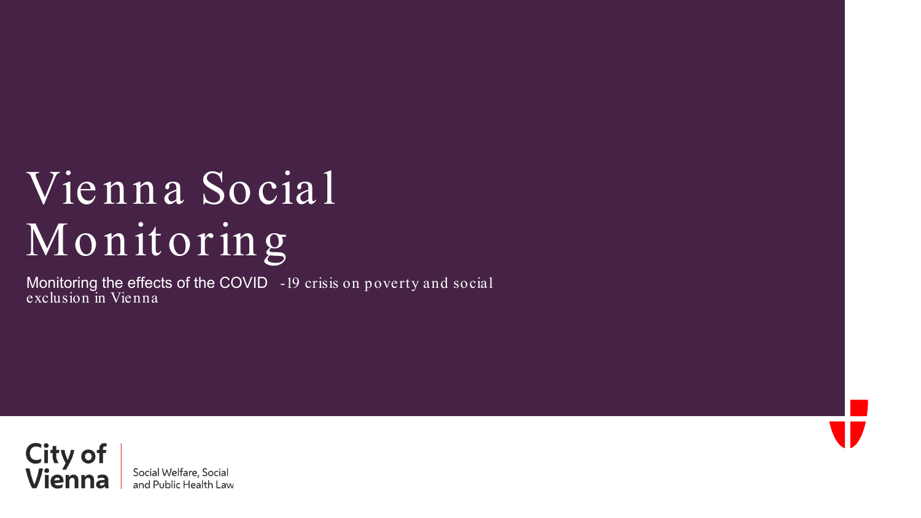# Vienna Social Monitoring

Monitoring the effects of the COVID-19 crisis on poverty and social exclusion in Vienna

City of Vienna

Social Welfare, Social and Public Health Law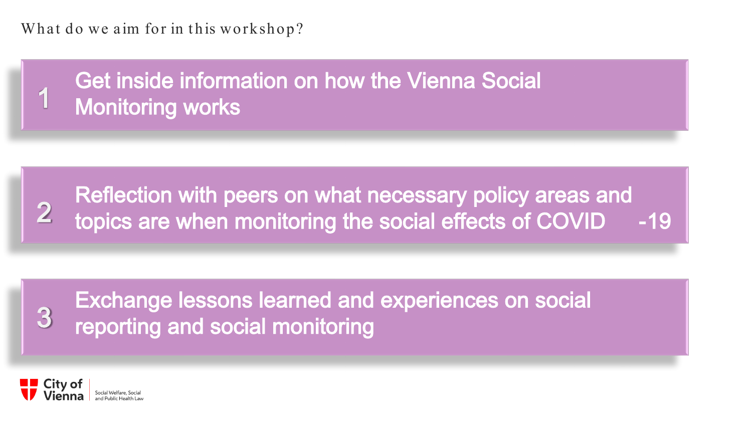## What do we aim for in this workshop?

1. Get inside information on how the Vienna Social Monitoring works

2. Reflection with peers on what necessary policy areas and topics are when monitoring the social effects of COVID-19

3. Exchange lessons learned and experiences on social reporting and social monitoring

City of Vienna | Social Welfare, Social and Public Health Law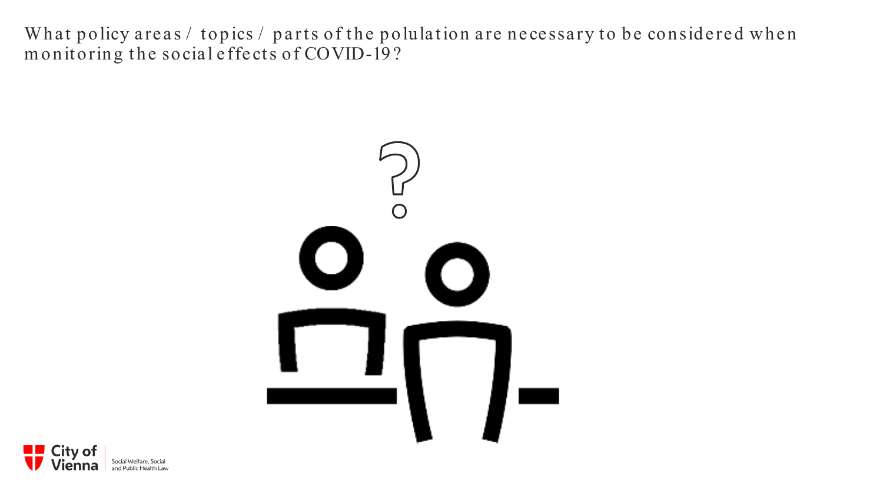What policy areas / topics / parts of the polulation are necessary to be considered when monitoring the social effects of COVID-19?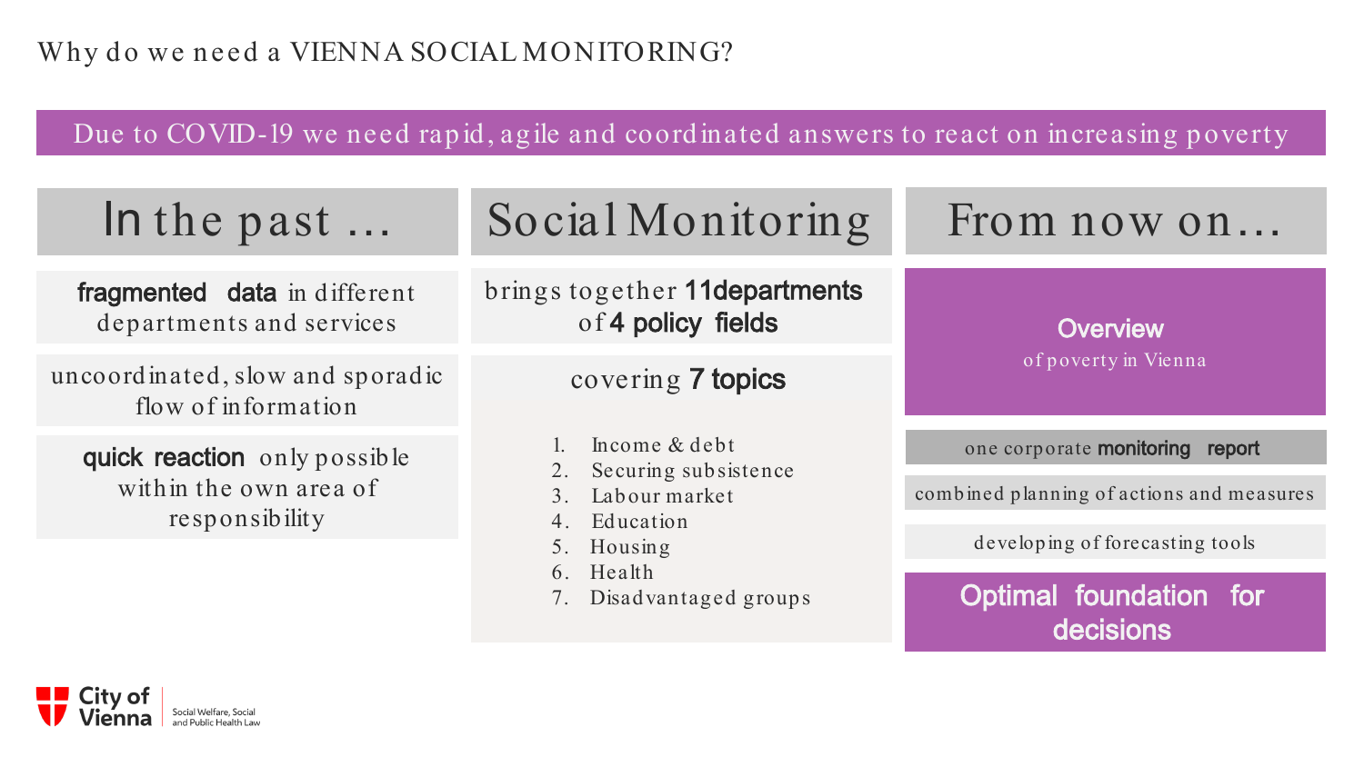# Why do we need a VIENNA SOCIAL MONITORING?

**Due to COVID-19 we need rapid, agile and coordinated answers to react on increasing poverty**

## In the past …

**fragmented data** in different departments and services

uncoordinated, slow and sporadic flow of information

**quick reaction** only possible within the own area of responsibility

## Social Monitoring

brings together **11departments** of **4 policy fields**

covering **7 topics**

1. Income & debt
2. Securing subsistence
3. Labour market
4. Education
5. Housing
6. Health
7. Disadvantaged groups

## From now on…

**Overview**
of poverty in Vienna

one corporate **monitoring report**

combined planning of actions and measures

developing of forecasting tools

**Optimal foundation for decisions**

City of Vienna – Social Welfare, Social and Public Health Law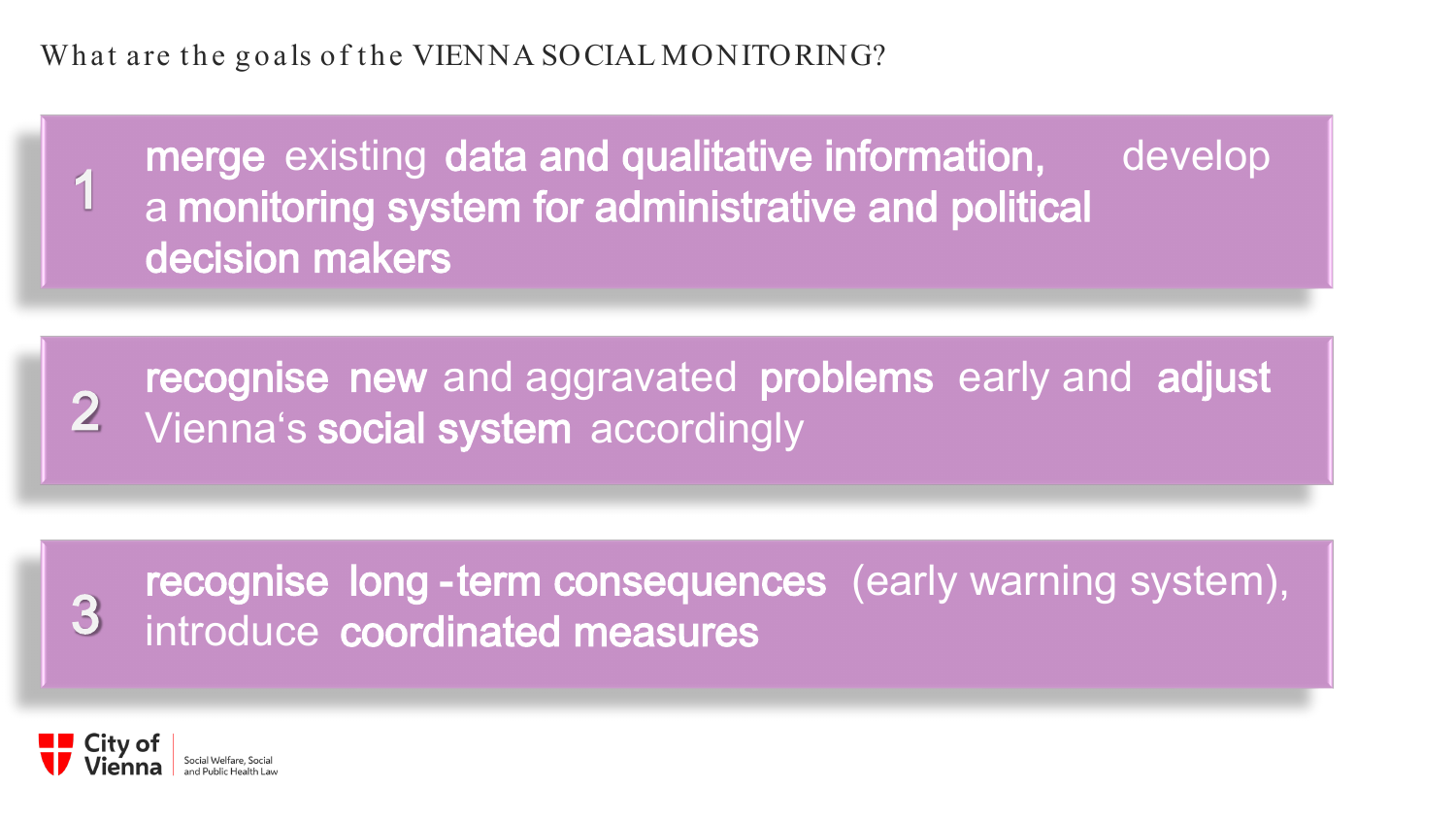# What are the goals of the VIENNA SOCIAL MONITORING?

1. **merge** existing **data and qualitative information,** develop a **monitoring system for administrative and political decision makers**

2. **recognise new** and aggravated **problems** early and **adjust** Vienna‘s **social system** accordingly

3. **recognise long-term consequences** (early warning system), introduce **coordinated measures**

City of Vienna | Social Welfare, Social and Public Health Law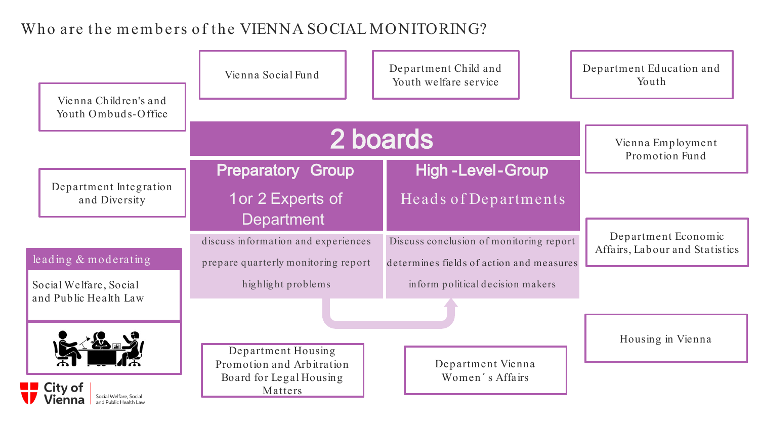# Who are the members of the VIENNA SOCIAL MONITORING?

- Vienna Social Fund
- Department Child and Youth welfare service
- Department Education and Youth
- Vienna Children's and Youth Ombuds-Office
- Vienna Employment Promotion Fund
- Department Integration and Diversity
- Department Economic Affairs, Labour and Statistics
- Housing in Vienna
- Department Housing Promotion and Arbitration Board for Legal Housing Matters
- Department Vienna Women´s Affairs

**leading & moderating**

Social Welfare, Social and Public Health Law

## 2 boards

| Preparatory Group | High-Level-Group |
|---|---|
| 1 or 2 Experts of Department | Heads of Departments |
| discuss information and experiences | Discuss conclusion of monitoring report |
| prepare quarterly monitoring report | determines fields of action and measures |
| highlight problems | inform political decision makers |

City of Vienna – Social Welfare, Social and Public Health Law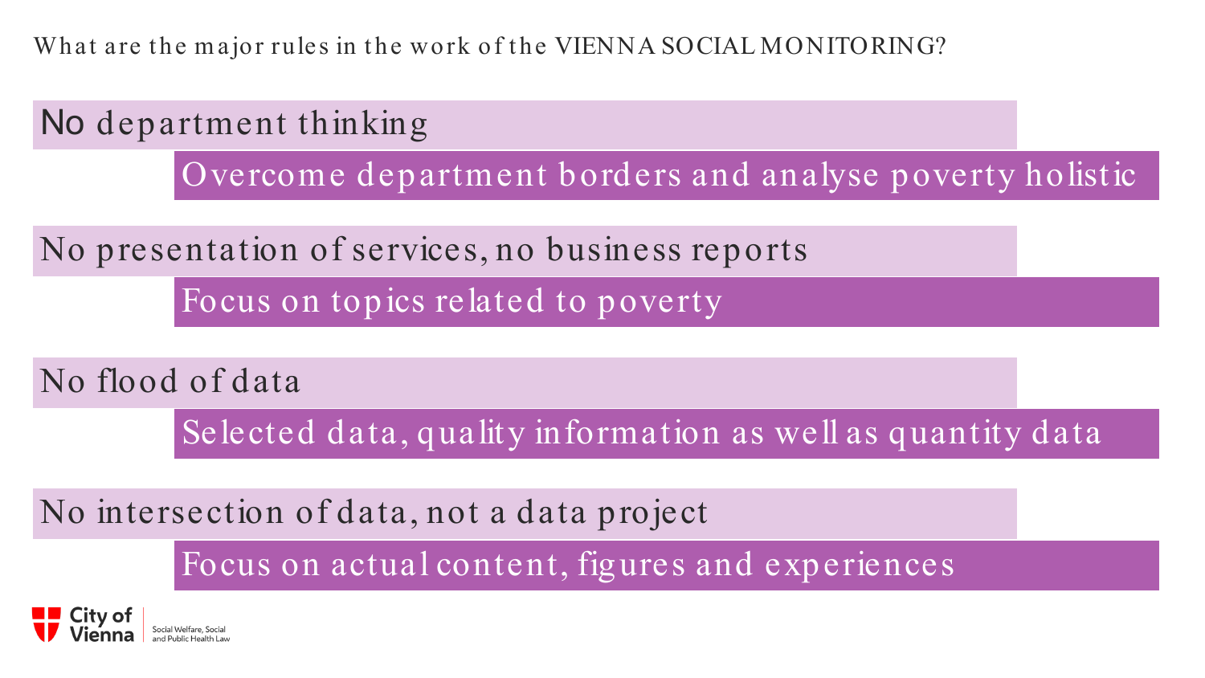## What are the major rules in the work of the VIENNA SOCIAL MONITORING?

**No department thinking**

Overcome department borders and analyse poverty holistic

**No presentation of services, no business reports**

Focus on topics related to poverty

**No flood of data**

Selected data, quality information as well as quantity data

**No intersection of data, not a data project**

Focus on actual content, figures and experiences

City of Vienna | Social Welfare, Social and Public Health Law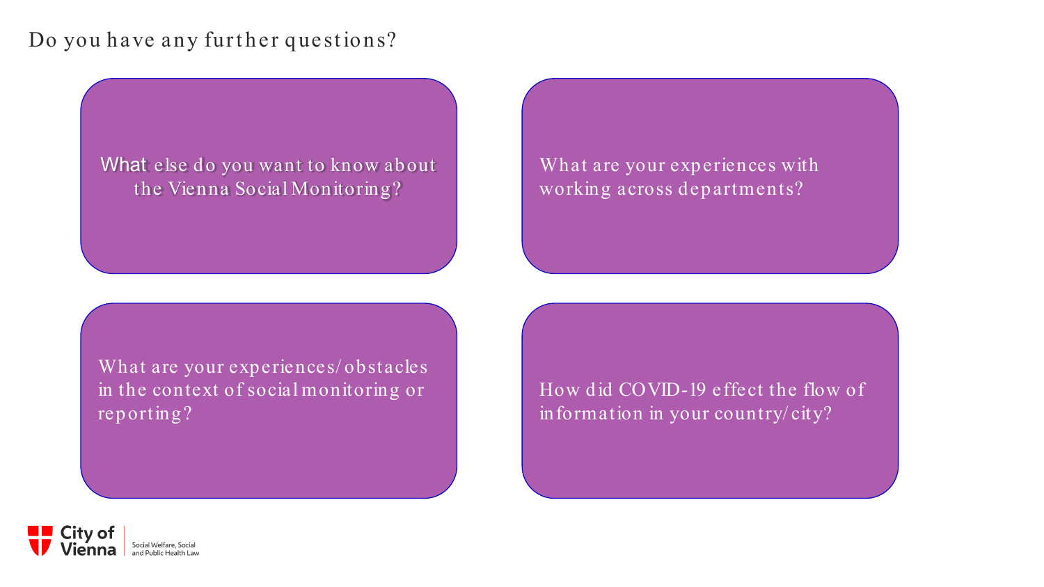# Do you have any further questions?

What else do you want to know about the Vienna Social Monitoring?

What are your experiences with working across departments?

What are your experiences/obstacles in the context of social monitoring or reporting?

How did COVID-19 effect the flow of information in your country/city?

City of Vienna

Social Welfare, Social and Public Health Law